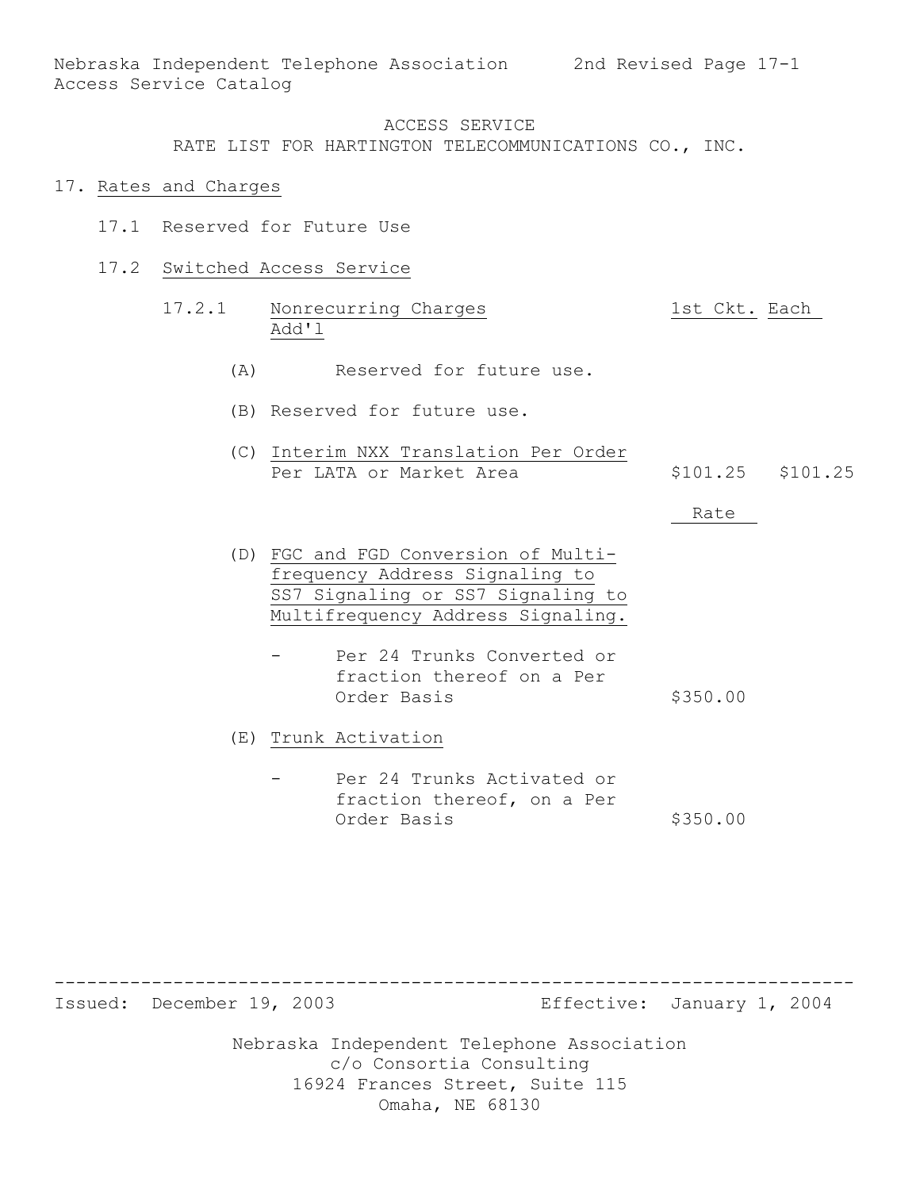ACCESS SERVICE
RATE LIST FOR HARTINGTON TELECOMMUNICATIONS CO., INC.

# 17. Rates and Charges

## 17.1 Reserved for Future Use

## 17.2 Switched Access Service

### 17.2.1 Nonrecurring Charges

| | 1st Ckt. | Each Add'l |
|---|---|---|
| (A) Reserved for future use. | | |
| (B) Reserved for future use. | | |
| (C) Interim NXX Translation Per Order Per LATA or Market Area | $101.25 | $101.25 |

| | Rate |
|---|---|
| (D) FGC and FGD Conversion of Multifrequency Address Signaling to SS7 Signaling or SS7 Signaling to Multifrequency Address Signaling. | |
| - Per 24 Trunks Converted or fraction thereof on a Per Order Basis | $350.00 |
| (E) Trunk Activation | |
| - Per 24 Trunks Activated or fraction thereof, on a Per Order Basis | $350.00 |

Issued: December 19, 2003 Effective: January 1, 2004

Nebraska Independent Telephone Association
c/o Consortia Consulting
16924 Frances Street, Suite 115
Omaha, NE 68130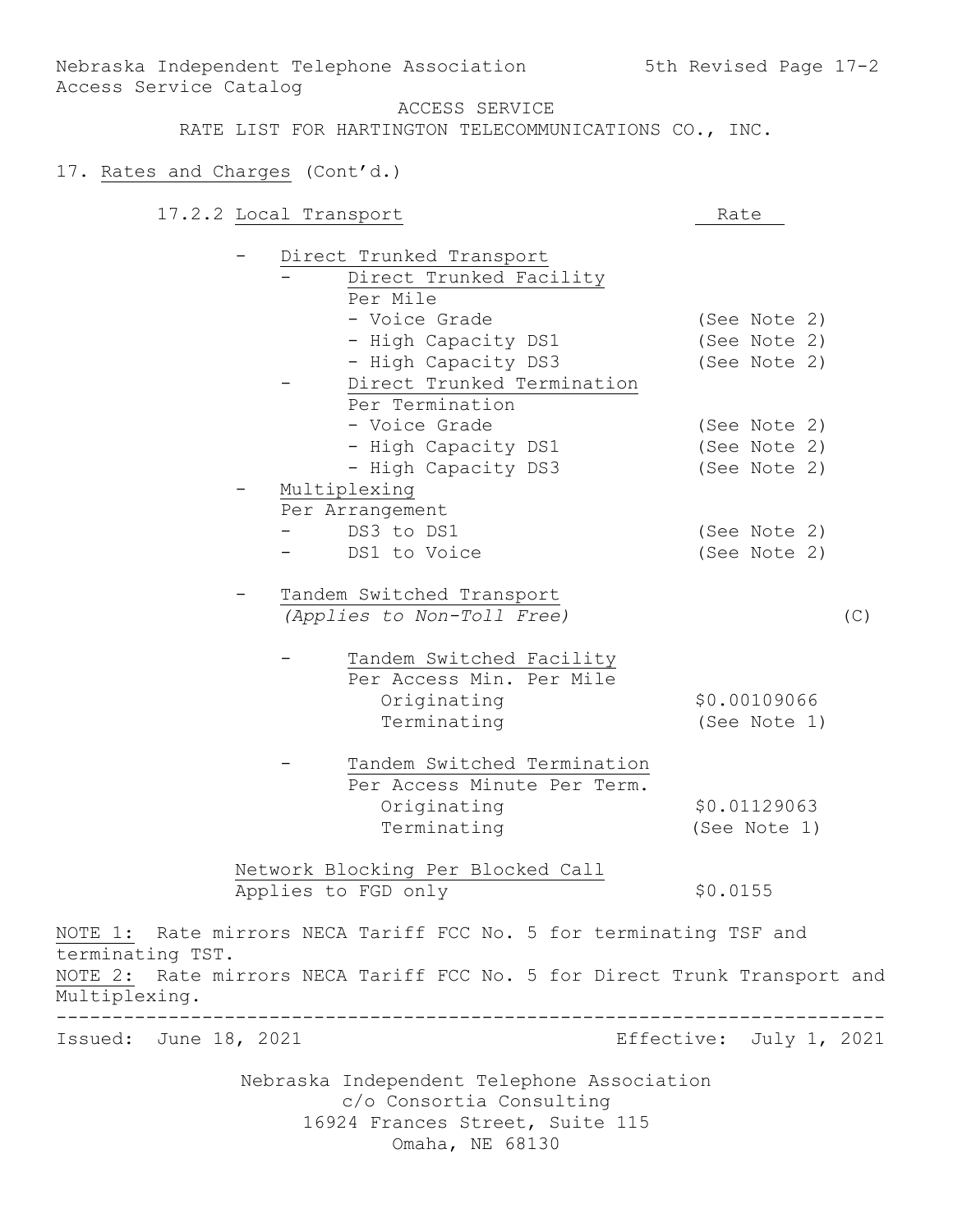Nebraska Independent Telephone Association — 5th Revised Page 17-2
Access Service Catalog

ACCESS SERVICE

RATE LIST FOR HARTINGTON TELECOMMUNICATIONS CO., INC.

17. Rates and Charges (Cont'd.)

17.2.2 Local Transport

| Service | Rate | |
|---|---|---|
| - Direct Trunked Transport | | |
| - Direct Trunked Facility | | |
| Per Mile | | |
| - Voice Grade | (See Note 2) | |
| - High Capacity DS1 | (See Note 2) | |
| - High Capacity DS3 | (See Note 2) | |
| - Direct Trunked Termination | | |
| Per Termination | | |
| - Voice Grade | (See Note 2) | |
| - High Capacity DS1 | (See Note 2) | |
| - High Capacity DS3 | (See Note 2) | |
| - Multiplexing | | |
| Per Arrangement | | |
| - DS3 to DS1 | (See Note 2) | |
| - DS1 to Voice | (See Note 2) | |
| - Tandem Switched Transport *(Applies to Non-Toll Free)* | | (C) |
| - Tandem Switched Facility | | |
| Per Access Min. Per Mile | | |
| Originating | \$0.00109066 | |
| Terminating | (See Note 1) | |
| - Tandem Switched Termination | | |
| Per Access Minute Per Term. | | |
| Originating | \$0.01129063 | |
| Terminating | (See Note 1) | |
| Network Blocking Per Blocked Call | | |
| Applies to FGD only | \$0.0155 | |

NOTE 1: Rate mirrors NECA Tariff FCC No. 5 for terminating TSF and terminating TST.

NOTE 2: Rate mirrors NECA Tariff FCC No. 5 for Direct Trunk Transport and Multiplexing.

Issued: June 18, 2021 — Effective: July 1, 2021

Nebraska Independent Telephone Association
c/o Consortia Consulting
16924 Frances Street, Suite 115
Omaha, NE 68130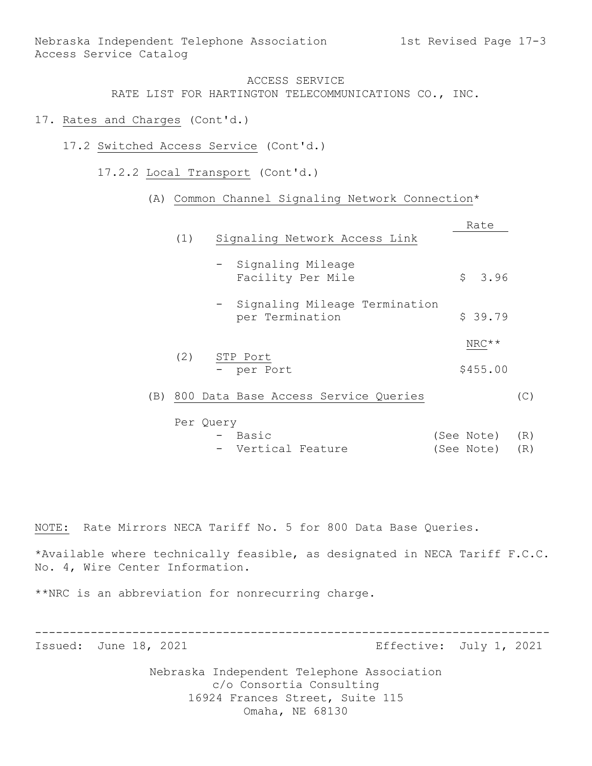ACCESS SERVICE
RATE LIST FOR HARTINGTON TELECOMMUNICATIONS CO., INC.

17. Rates and Charges (Cont'd.)

17.2 Switched Access Service (Cont'd.)

17.2.2 Local Transport (Cont'd.)

(A) Common Channel Signaling Network Connection*

| | Rate | |
|---|---|---|
| (1) Signaling Network Access Link | | |
| - Signaling Mileage Facility Per Mile | $ 3.96 | |
| - Signaling Mileage Termination per Termination | $ 39.79 | |
| | NRC** | |
| (2) STP Port - per Port | $455.00 | |
| (B) 800 Data Base Access Service Queries | | (C) |
| Per Query | | |
| - Basic | (See Note) | (R) |
| - Vertical Feature | (See Note) | (R) |

NOTE: Rate Mirrors NECA Tariff No. 5 for 800 Data Base Queries.

*Available where technically feasible, as designated in NECA Tariff F.C.C. No. 4, Wire Center Information.

**NRC is an abbreviation for nonrecurring charge.

Issued: June 18, 2021 Effective: July 1, 2021

Nebraska Independent Telephone Association
c/o Consortia Consulting
16924 Frances Street, Suite 115
Omaha, NE 68130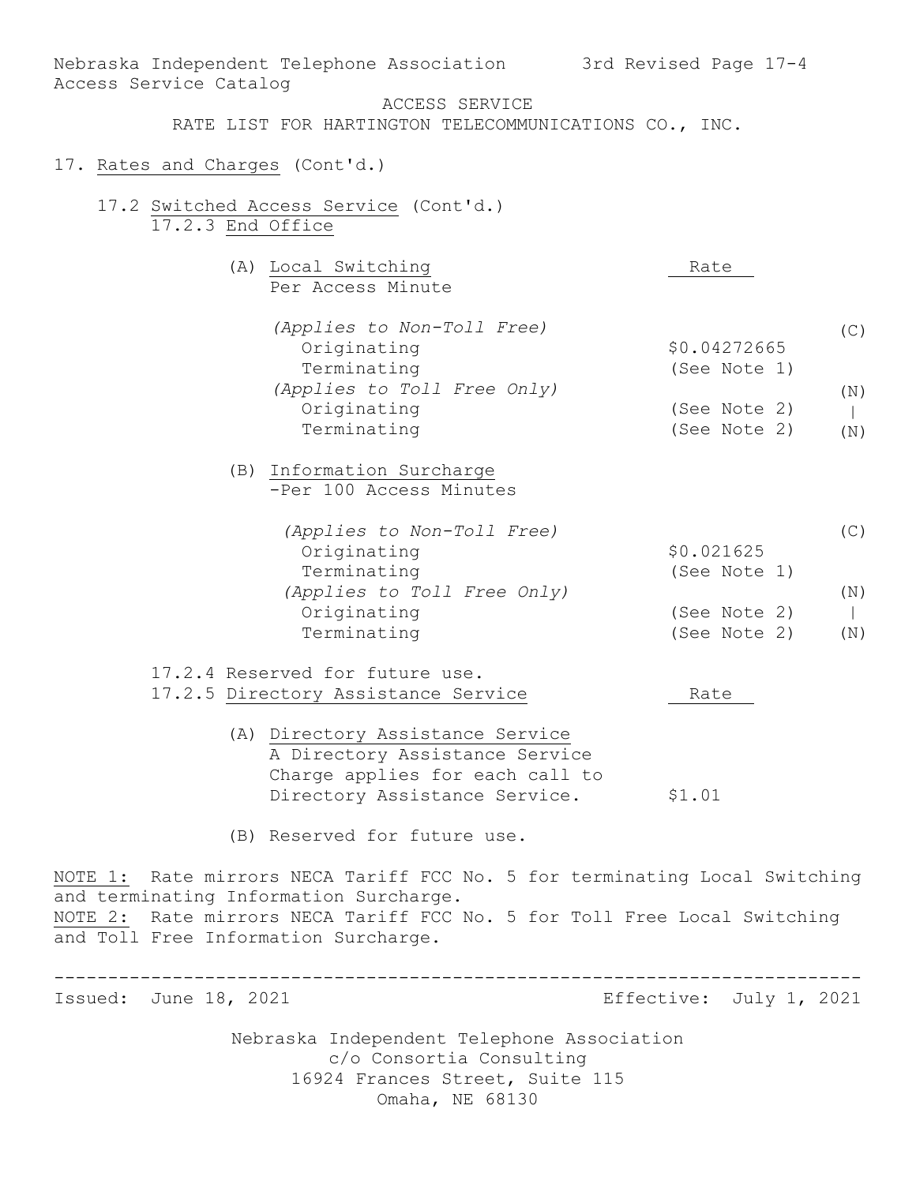Nebraska Independent Telephone Association — 3rd Revised Page 17-4
Access Service Catalog

ACCESS SERVICE
RATE LIST FOR HARTINGTON TELECOMMUNICATIONS CO., INC.

17. Rates and Charges (Cont'd.)

17.2 Switched Access Service (Cont'd.)

17.2.3 End Office

(A) Local Switching
Per Access Minute

| | Rate | |
|---|---|---|
| *(Applies to Non-Toll Free)* | | (C) |
| Originating | $0.04272665 | |
| Terminating | (See Note 1) | |
| *(Applies to Toll Free Only)* | | (N) |
| Originating | (See Note 2) | \| |
| Terminating | (See Note 2) | (N) |

(B) Information Surcharge
-Per 100 Access Minutes

| | Rate | |
|---|---|---|
| *(Applies to Non-Toll Free)* | | (C) |
| Originating | $0.021625 | |
| Terminating | (See Note 1) | |
| *(Applies to Toll Free Only)* | | (N) |
| Originating | (See Note 2) | \| |
| Terminating | (See Note 2) | (N) |

17.2.4 Reserved for future use.

17.2.5 Directory Assistance Service

| | Rate |
|---|---|
| (A) Directory Assistance Service<br>A Directory Assistance Service Charge applies for each call to Directory Assistance Service. | $1.01 |

(B) Reserved for future use.

NOTE 1: Rate mirrors NECA Tariff FCC No. 5 for terminating Local Switching and terminating Information Surcharge.
NOTE 2: Rate mirrors NECA Tariff FCC No. 5 for Toll Free Local Switching and Toll Free Information Surcharge.

---

Issued: June 18, 2021 — Effective: July 1, 2021

Nebraska Independent Telephone Association
c/o Consortia Consulting
16924 Frances Street, Suite 115
Omaha, NE 68130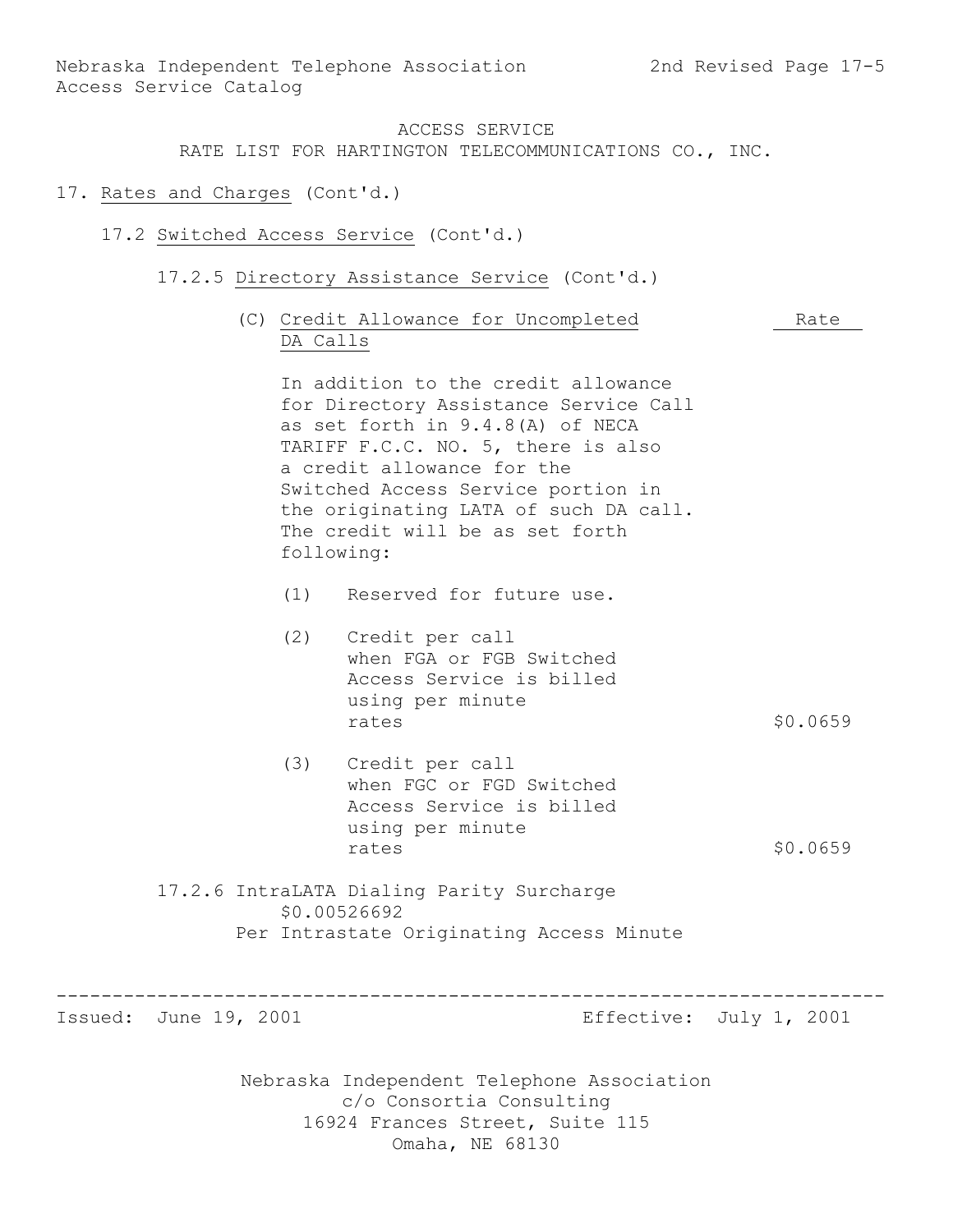ACCESS SERVICE
RATE LIST FOR HARTINGTON TELECOMMUNICATIONS CO., INC.

# 17. Rates and Charges (Cont'd.)

## 17.2 Switched Access Service (Cont'd.)

### 17.2.5 Directory Assistance Service (Cont'd.)

(C) Credit Allowance for Uncompleted DA Calls

In addition to the credit allowance for Directory Assistance Service Call as set forth in 9.4.8(A) of NECA TARIFF F.C.C. NO. 5, there is also a credit allowance for the Switched Access Service portion in the originating LATA of such DA call. The credit will be as set forth following:

| | Rate |
|---|---|
| (1) Reserved for future use. | |
| (2) Credit per call when FGA or FGB Switched Access Service is billed using per minute rates | \$0.0659 |
| (3) Credit per call when FGC or FGD Switched Access Service is billed using per minute rates | \$0.0659 |

### 17.2.6 IntraLATA Dialing Parity Surcharge

\$0.00526692
Per Intrastate Originating Access Minute

Issued: June 19, 2001 Effective: July 1, 2001

Nebraska Independent Telephone Association
c/o Consortia Consulting
16924 Frances Street, Suite 115
Omaha, NE 68130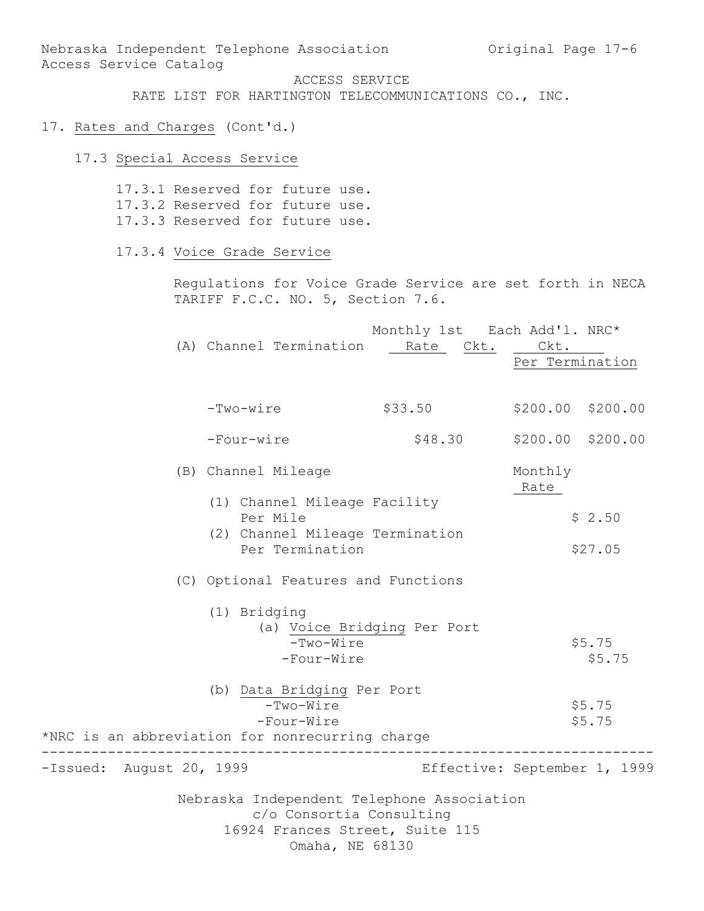Nebraska Independent Telephone Association
Access Service Catalog

ACCESS SERVICE
RATE LIST FOR HARTINGTON TELECOMMUNICATIONS CO., INC.

17. Rates and Charges (Cont'd.)

17.3 Special Access Service

17.3.1 Reserved for future use.
17.3.2 Reserved for future use.
17.3.3 Reserved for future use.

17.3.4 Voice Grade Service

Regulations for Voice Grade Service are set forth in NECA TARIFF F.C.C. NO. 5, Section 7.6.

| (A) Channel Termination | Monthly Rate | 1st Ckt. | Each Add'l. Ckt. | NRC* Per Termination |
|---|---|---|---|---|
| -Two-wire | $33.50 | | $200.00 | $200.00 |
| -Four-wire | $48.30 | | $200.00 | $200.00 |

| (B) Channel Mileage | Monthly Rate |
|---|---|
| (1) Channel Mileage Facility Per Mile | $ 2.50 |
| (2) Channel Mileage Termination Per Termination | $27.05 |

(C) Optional Features and Functions

| (1) Bridging | Monthly Rate |
|---|---|
| (a) Voice Bridging Per Port | |
| -Two-Wire | $5.75 |
| -Four-Wire | $5.75 |
| (b) Data Bridging Per Port | |
| -Two-Wire | $5.75 |
| -Four-Wire | $5.75 |

*NRC is an abbreviation for nonrecurring charge

-Issued: August 20, 1999 Effective: September 1, 1999

Nebraska Independent Telephone Association
c/o Consortia Consulting
16924 Frances Street, Suite 115
Omaha, NE 68130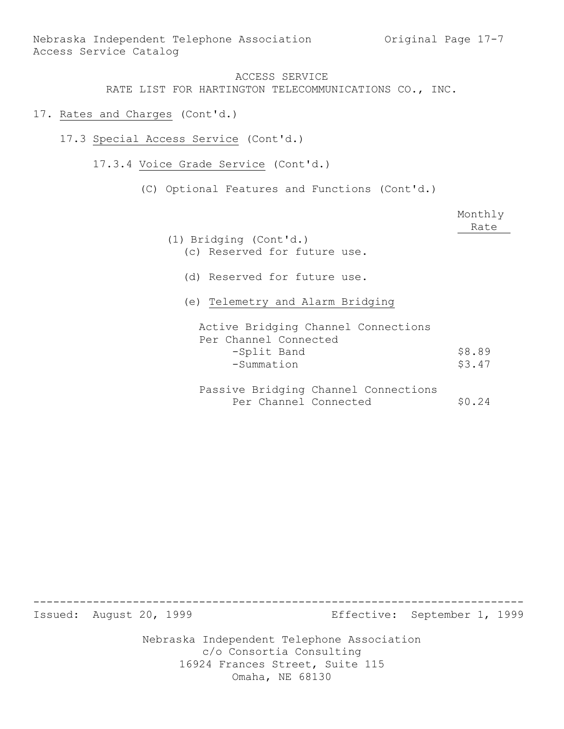## ACCESS SERVICE
## RATE LIST FOR HARTINGTON TELECOMMUNICATIONS CO., INC.

17. Rates and Charges (Cont'd.)

17.3 Special Access Service (Cont'd.)

17.3.4 Voice Grade Service (Cont'd.)

(C) Optional Features and Functions (Cont'd.)

| | Monthly Rate |
|---|---|
| (1) Bridging (Cont'd.) | |
| (c) Reserved for future use. | |
| (d) Reserved for future use. | |
| (e) Telemetry and Alarm Bridging | |
| Active Bridging Channel Connections Per Channel Connected | |
| -Split Band | $8.89 |
| -Summation | $3.47 |
| Passive Bridging Channel Connections Per Channel Connected | $0.24 |

Issued: August 20, 1999 Effective: September 1, 1999

Nebraska Independent Telephone Association
c/o Consortia Consulting
16924 Frances Street, Suite 115
Omaha, NE 68130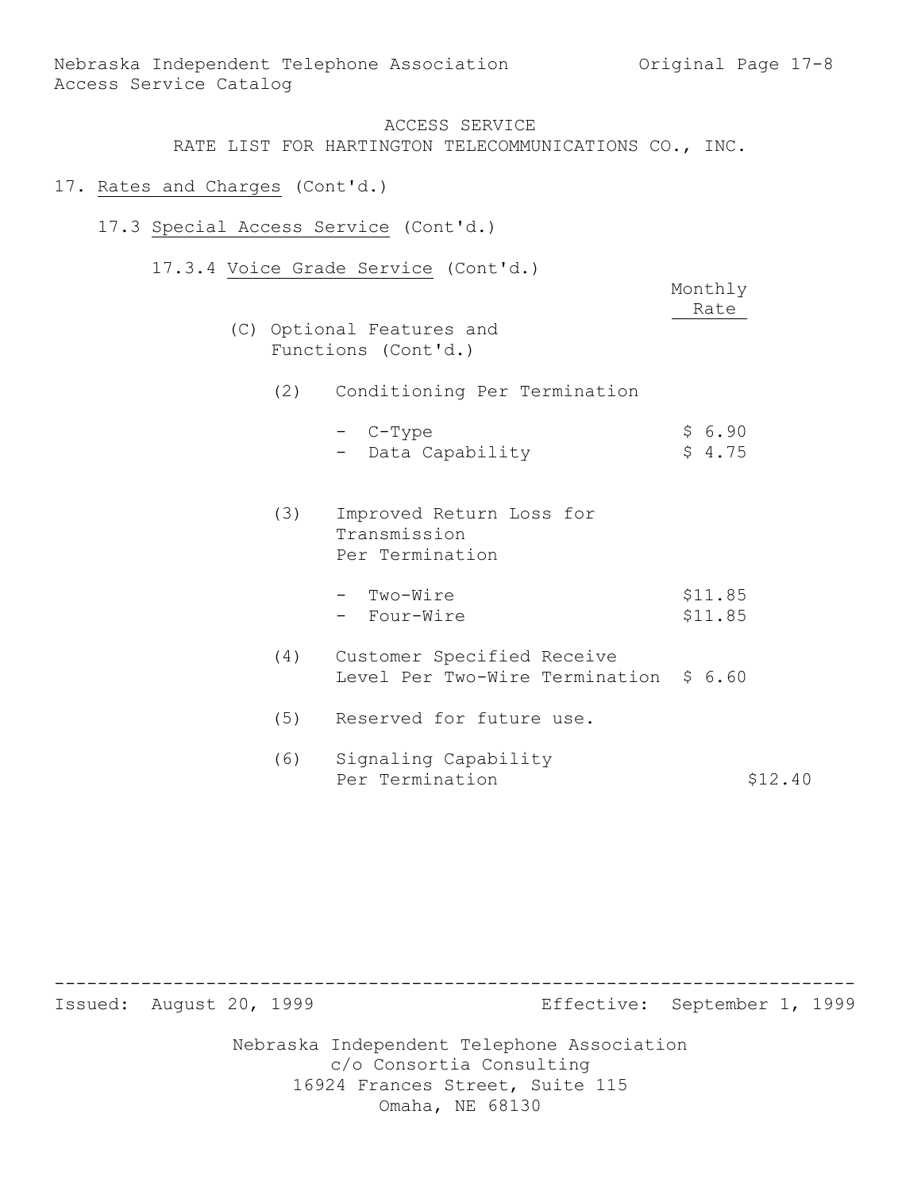ACCESS SERVICE
RATE LIST FOR HARTINGTON TELECOMMUNICATIONS CO., INC.

17. Rates and Charges (Cont'd.)

17.3 Special Access Service (Cont'd.)

17.3.4 Voice Grade Service (Cont'd.)

| | Monthly Rate |
|---|---|
| (C) Optional Features and Functions (Cont'd.) | |
| (2) Conditioning Per Termination | |
| - C-Type | $ 6.90 |
| - Data Capability | $ 4.75 |
| (3) Improved Return Loss for Transmission Per Termination | |
| - Two-Wire | $11.85 |
| - Four-Wire | $11.85 |
| (4) Customer Specified Receive Level Per Two-Wire Termination | $ 6.60 |
| (5) Reserved for future use. | |
| (6) Signaling Capability Per Termination | $12.40 |

Issued: August 20, 1999 Effective: September 1, 1999

Nebraska Independent Telephone Association
c/o Consortia Consulting
16924 Frances Street, Suite 115
Omaha, NE 68130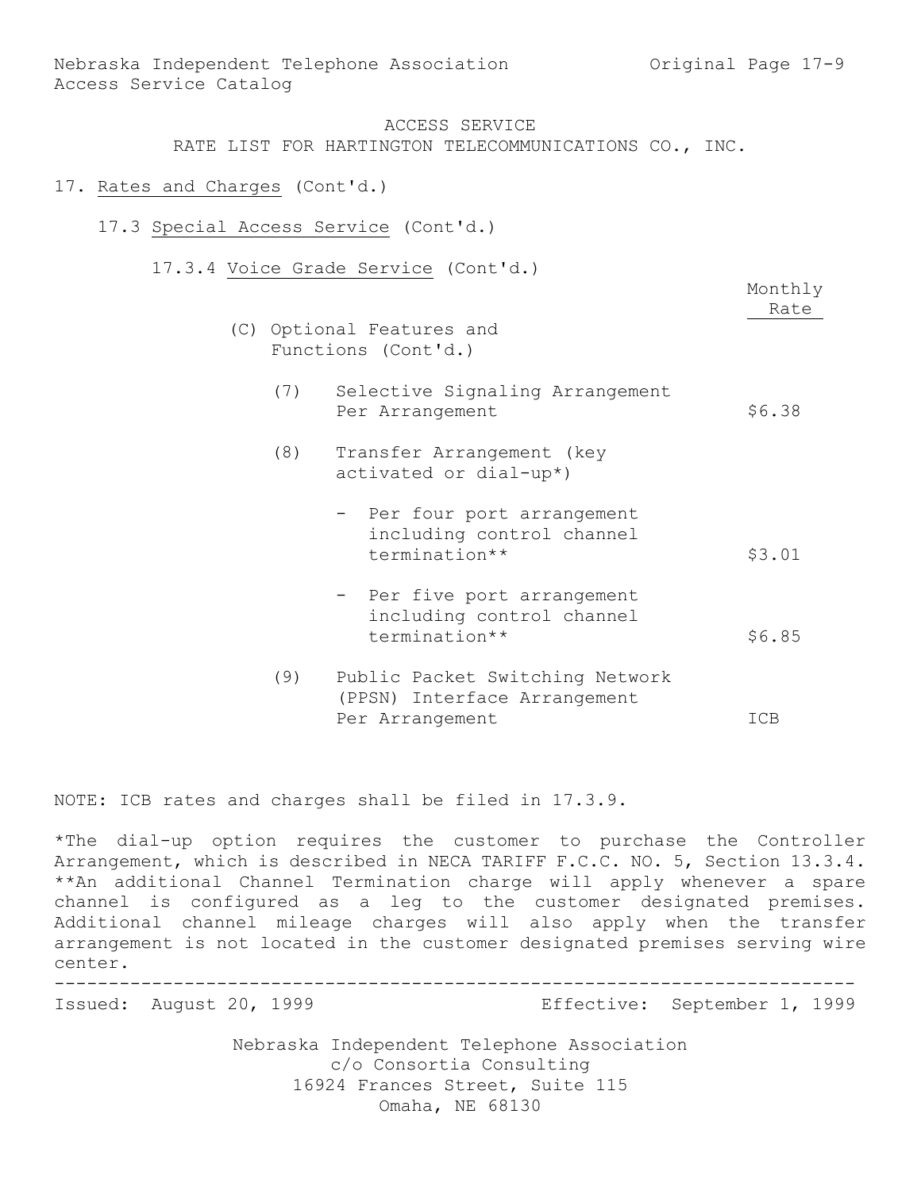ACCESS SERVICE
RATE LIST FOR HARTINGTON TELECOMMUNICATIONS CO., INC.

17. Rates and Charges (Cont'd.)

17.3 Special Access Service (Cont'd.)

17.3.4 Voice Grade Service (Cont'd.)

| | Monthly Rate |
|---|---|
| (C) Optional Features and Functions (Cont'd.) | |
| (7) Selective Signaling Arrangement Per Arrangement | $6.38 |
| (8) Transfer Arrangement (key activated or dial-up*) | |
| - Per four port arrangement including control channel termination** | $3.01 |
| - Per five port arrangement including control channel termination** | $6.85 |
| (9) Public Packet Switching Network (PPSN) Interface Arrangement Per Arrangement | ICB |

NOTE: ICB rates and charges shall be filed in 17.3.9.

*The dial-up option requires the customer to purchase the Controller Arrangement, which is described in NECA TARIFF F.C.C. NO. 5, Section 13.3.4.
**An additional Channel Termination charge will apply whenever a spare channel is configured as a leg to the customer designated premises. Additional channel mileage charges will also apply when the transfer arrangement is not located in the customer designated premises serving wire center.

Issued: August 20, 1999 Effective: September 1, 1999

Nebraska Independent Telephone Association
c/o Consortia Consulting
16924 Frances Street, Suite 115
Omaha, NE 68130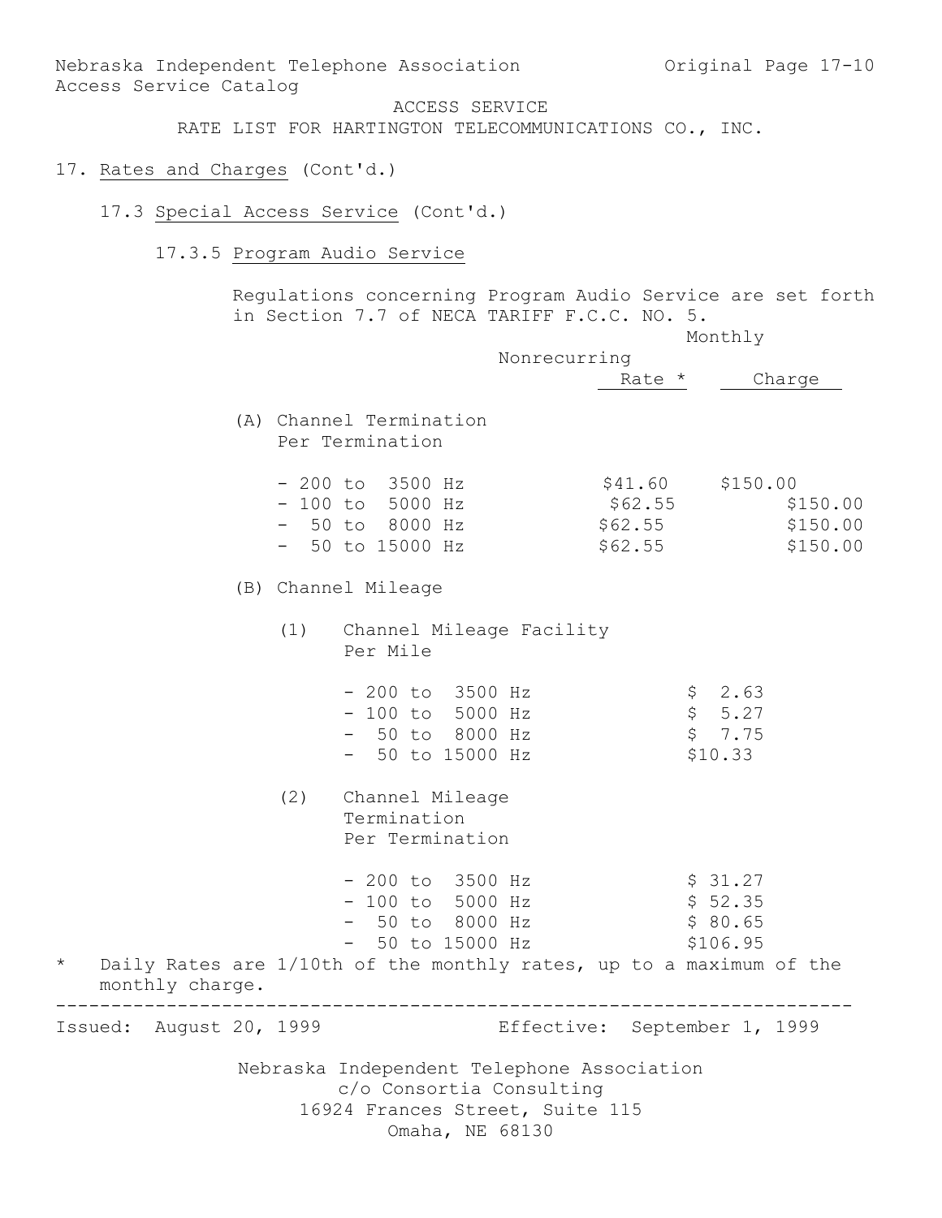17. Rates and Charges (Cont'd.)

17.3 Special Access Service (Cont'd.)

17.3.5 Program Audio Service

Regulations concerning Program Audio Service are set forth in Section 7.7 of NECA TARIFF F.C.C. NO. 5.

| | Nonrecurring Rate * | Monthly Charge |
|---|---|---|
| **(A) Channel Termination Per Termination** | | |
| - 200 to 3500 Hz | $41.60 | $150.00 |
| - 100 to 5000 Hz | $62.55 | $150.00 |
| - 50 to 8000 Hz | $62.55 | $150.00 |
| - 50 to 15000 Hz | $62.55 | $150.00 |
| **(B) Channel Mileage** | | |
| (1) Channel Mileage Facility Per Mile | | |
| - 200 to 3500 Hz | | $ 2.63 |
| - 100 to 5000 Hz | | $ 5.27 |
| - 50 to 8000 Hz | | $ 7.75 |
| - 50 to 15000 Hz | | $10.33 |
| (2) Channel Mileage Termination Per Termination | | |
| - 200 to 3500 Hz | | $ 31.27 |
| - 100 to 5000 Hz | | $ 52.35 |
| - 50 to 8000 Hz | | $ 80.65 |
| - 50 to 15000 Hz | | $106.95 |

\* Daily Rates are 1/10th of the monthly rates, up to a maximum of the monthly charge.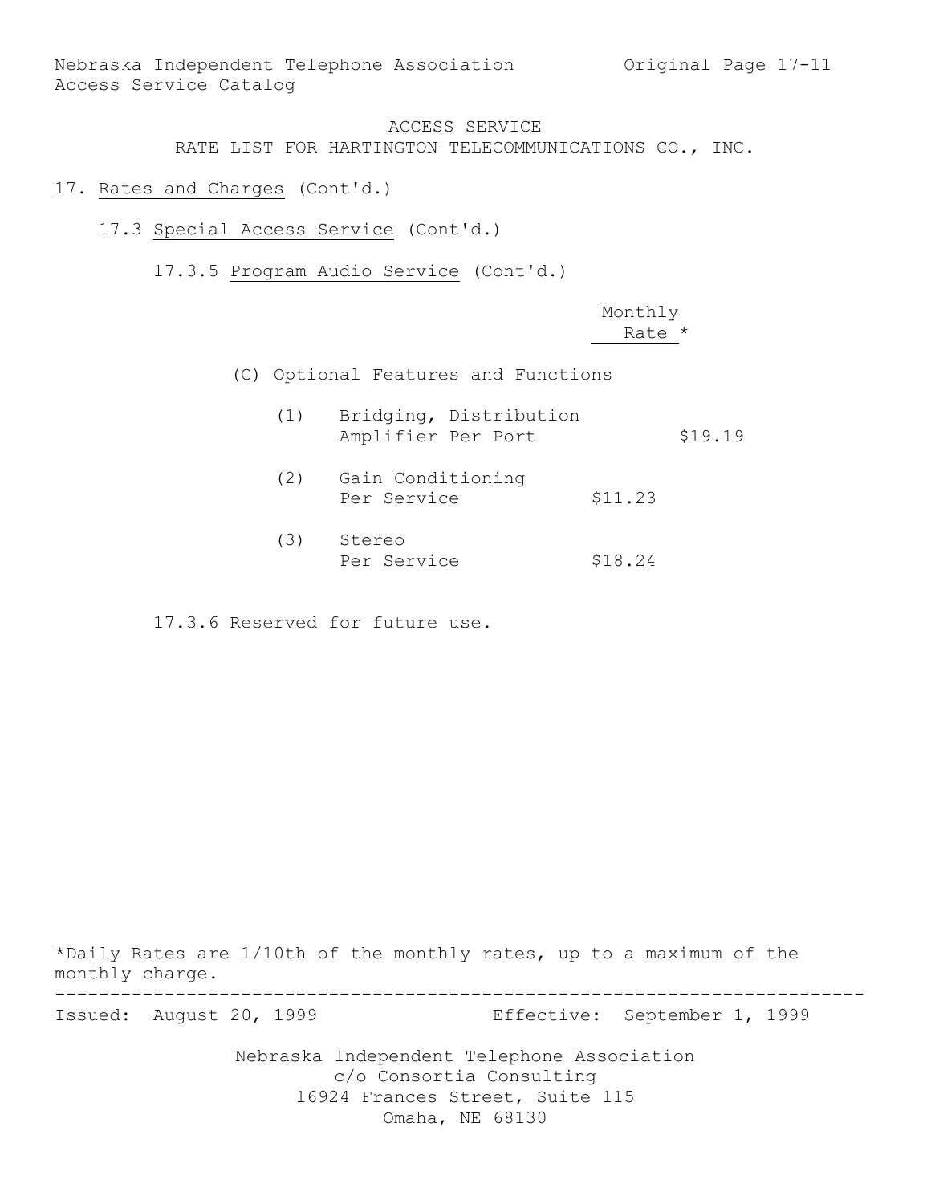ACCESS SERVICE

RATE LIST FOR HARTINGTON TELECOMMUNICATIONS CO., INC.

17. Rates and Charges (Cont'd.)

17.3 Special Access Service (Cont'd.)

17.3.5 Program Audio Service (Cont'd.)

| | Monthly Rate * | |
|---|---|---|
| (C) Optional Features and Functions | | |
| (1) Bridging, Distribution Amplifier Per Port | | $19.19 |
| (2) Gain Conditioning Per Service | $11.23 | |
| (3) Stereo Per Service | $18.24 | |

17.3.6 Reserved for future use.

*Daily Rates are 1/10th of the monthly rates, up to a maximum of the monthly charge.

Issued: August 20, 1999 Effective: September 1, 1999

Nebraska Independent Telephone Association
c/o Consortia Consulting
16924 Frances Street, Suite 115
Omaha, NE 68130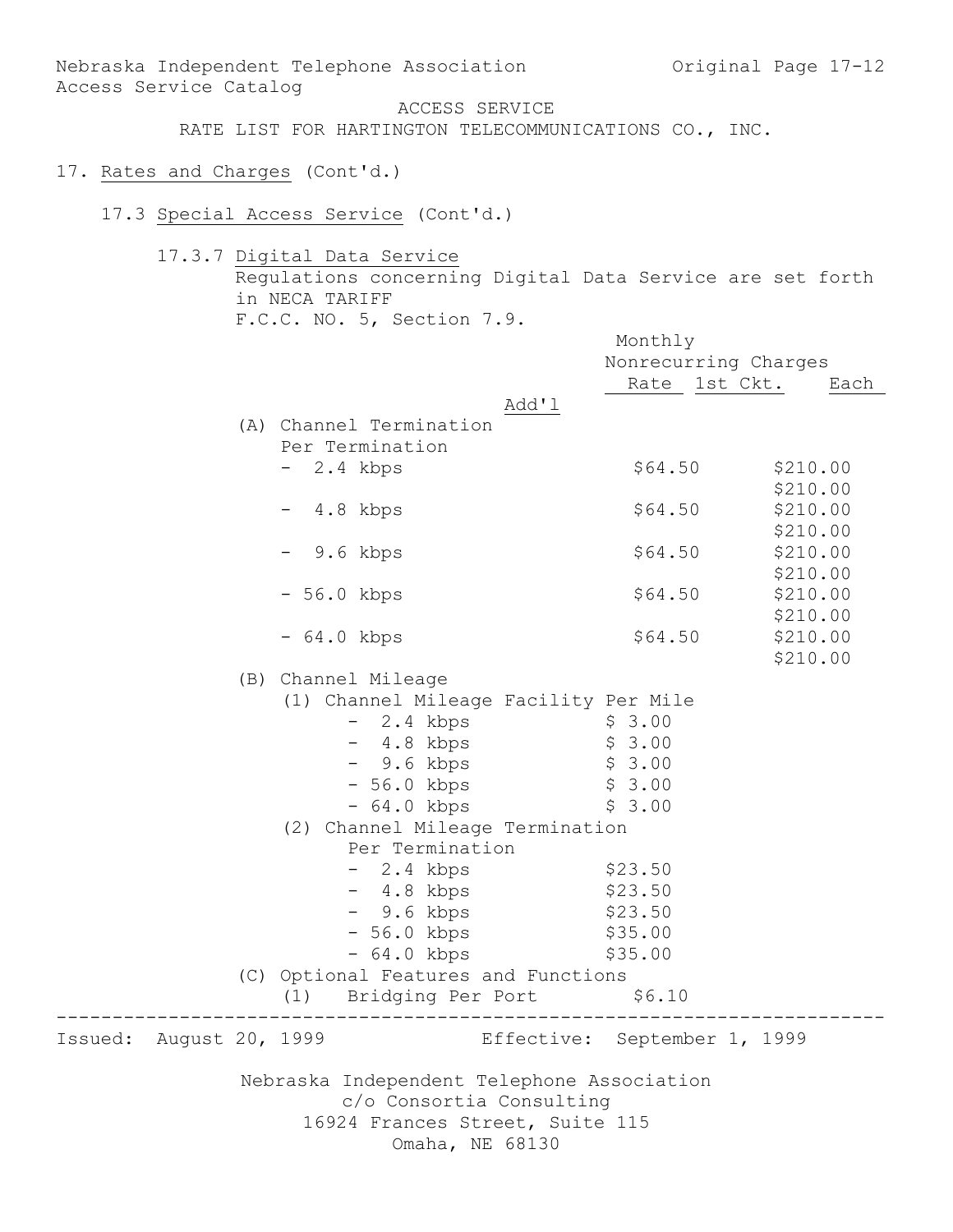ACCESS SERVICE

RATE LIST FOR HARTINGTON TELECOMMUNICATIONS CO., INC.

17. Rates and Charges (Cont'd.)

17.3 Special Access Service (Cont'd.)

17.3.7 Digital Data Service

Regulations concerning Digital Data Service are set forth in NECA TARIFF F.C.C. NO. 5, Section 7.9.

| | Monthly Rate | Nonrecurring Charges 1st Ckt. | Nonrecurring Charges Each Add'l |
|---|---|---|---|
| (A) Channel Termination Per Termination | | | |
| - 2.4 kbps | $64.50 | $210.00 | $210.00 |
| - 4.8 kbps | $64.50 | $210.00 | $210.00 |
| - 9.6 kbps | $64.50 | $210.00 | $210.00 |
| - 56.0 kbps | $64.50 | $210.00 | $210.00 |
| - 64.0 kbps | $64.50 | $210.00 | $210.00 |
| (B) Channel Mileage | | | |
| (1) Channel Mileage Facility Per Mile | | | |
| - 2.4 kbps | $ 3.00 | | |
| - 4.8 kbps | $ 3.00 | | |
| - 9.6 kbps | $ 3.00 | | |
| - 56.0 kbps | $ 3.00 | | |
| - 64.0 kbps | $ 3.00 | | |
| (2) Channel Mileage Termination Per Termination | | | |
| - 2.4 kbps | $23.50 | | |
| - 4.8 kbps | $23.50 | | |
| - 9.6 kbps | $23.50 | | |
| - 56.0 kbps | $35.00 | | |
| - 64.0 kbps | $35.00 | | |
| (C) Optional Features and Functions | | | |
| (1) Bridging Per Port | $6.10 | | |

Issued: August 20, 1999 Effective: September 1, 1999

Nebraska Independent Telephone Association
c/o Consortia Consulting
16924 Frances Street, Suite 115
Omaha, NE 68130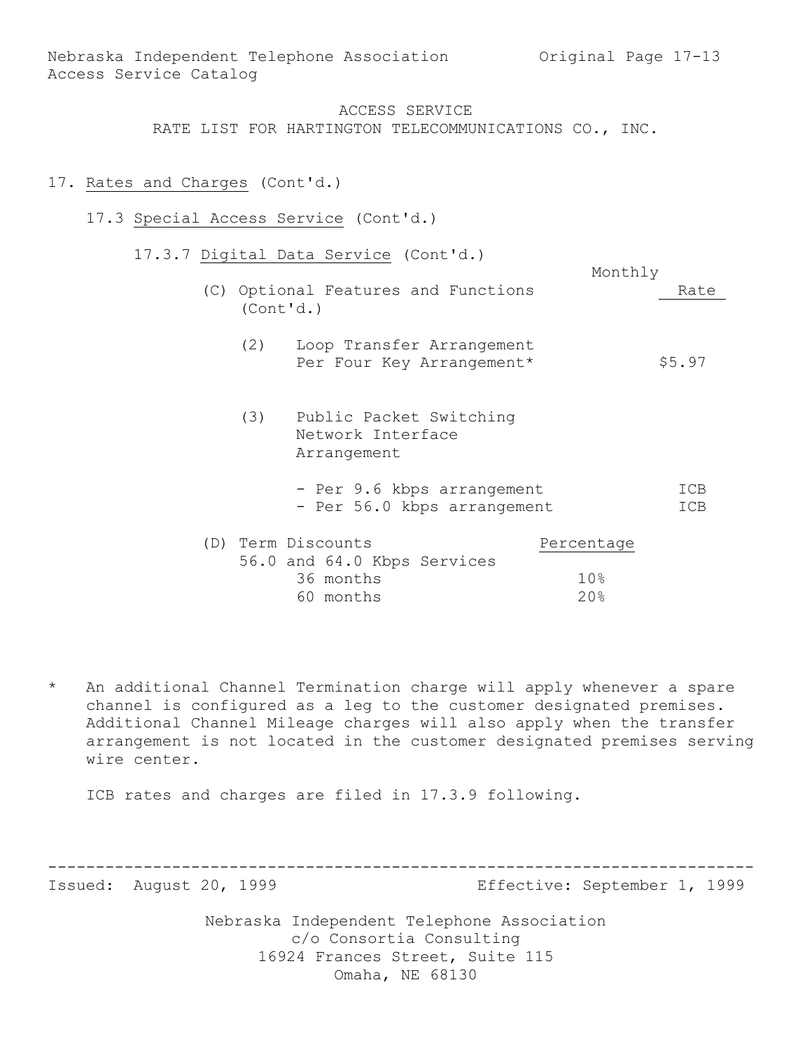ACCESS SERVICE
RATE LIST FOR HARTINGTON TELECOMMUNICATIONS CO., INC.

17. Rates and Charges (Cont'd.)

17.3 Special Access Service (Cont'd.)

17.3.7 Digital Data Service (Cont'd.)

(C) Optional Features and Functions (Cont'd.)

| | Monthly Rate |
|---|---|
| (2) Loop Transfer Arrangement Per Four Key Arrangement* | $5.97 |
| (3) Public Packet Switching Network Interface Arrangement | |
| - Per 9.6 kbps arrangement | ICB |
| - Per 56.0 kbps arrangement | ICB |

(D) Term Discounts

| 56.0 and 64.0 Kbps Services | Percentage |
|---|---|
| 36 months | 10% |
| 60 months | 20% |

\* An additional Channel Termination charge will apply whenever a spare channel is configured as a leg to the customer designated premises. Additional Channel Mileage charges will also apply when the transfer arrangement is not located in the customer designated premises serving wire center.

ICB rates and charges are filed in 17.3.9 following.

Issued: August 20, 1999 Effective: September 1, 1999

Nebraska Independent Telephone Association
c/o Consortia Consulting
16924 Frances Street, Suite 115
Omaha, NE 68130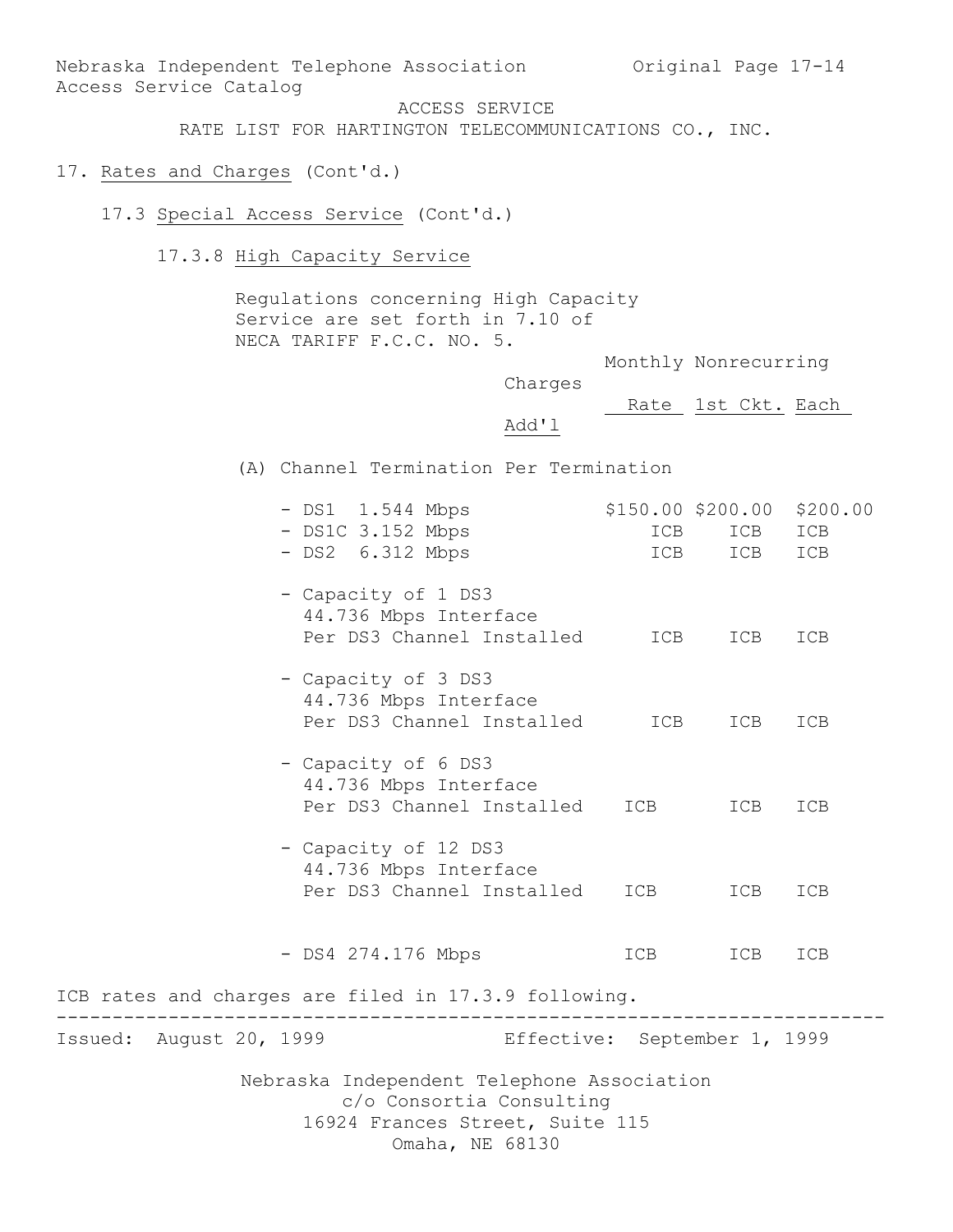Nebraska Independent Telephone Association
Access Service Catalog

ACCESS SERVICE
RATE LIST FOR HARTINGTON TELECOMMUNICATIONS CO., INC.

17. Rates and Charges (Cont'd.)

17.3 Special Access Service (Cont'd.)

17.3.8 High Capacity Service

Regulations concerning High Capacity Service are set forth in 7.10 of NECA TARIFF F.C.C. NO. 5.

| | Monthly Rate | Nonrecurring Charges 1st Ckt. | Nonrecurring Charges Each Add'l |
|---|---|---|---|
| (A) Channel Termination Per Termination | | | |
| - DS1 1.544 Mbps | $150.00 | $200.00 | $200.00 |
| - DS1C 3.152 Mbps | ICB | ICB | ICB |
| - DS2 6.312 Mbps | ICB | ICB | ICB |
| - Capacity of 1 DS3 44.736 Mbps Interface Per DS3 Channel Installed | ICB | ICB | ICB |
| - Capacity of 3 DS3 44.736 Mbps Interface Per DS3 Channel Installed | ICB | ICB | ICB |
| - Capacity of 6 DS3 44.736 Mbps Interface Per DS3 Channel Installed | ICB | ICB | ICB |
| - Capacity of 12 DS3 44.736 Mbps Interface Per DS3 Channel Installed | ICB | ICB | ICB |
| - DS4 274.176 Mbps | ICB | ICB | ICB |

ICB rates and charges are filed in 17.3.9 following.

Issued: August 20, 1999 Effective: September 1, 1999

Nebraska Independent Telephone Association
c/o Consortia Consulting
16924 Frances Street, Suite 115
Omaha, NE 68130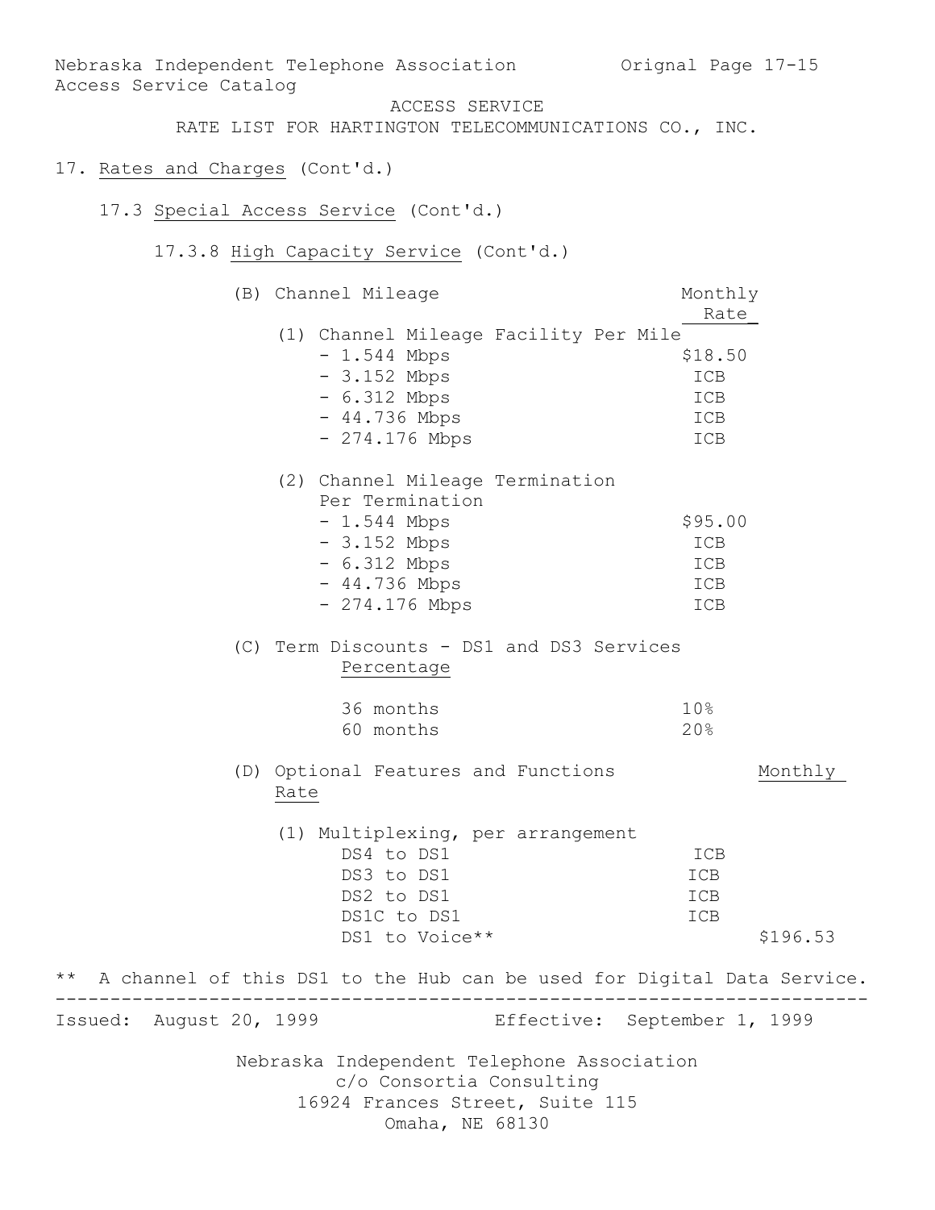ACCESS SERVICE

RATE LIST FOR HARTINGTON TELECOMMUNICATIONS CO., INC.

17. Rates and Charges (Cont'd.)

17.3 Special Access Service (Cont'd.)

17.3.8 High Capacity Service (Cont'd.)

(B) Channel Mileage

| | Monthly Rate |
|---|---|
| (1) Channel Mileage Facility Per Mile | |
| - 1.544 Mbps | $18.50 |
| - 3.152 Mbps | ICB |
| - 6.312 Mbps | ICB |
| - 44.736 Mbps | ICB |
| - 274.176 Mbps | ICB |
| (2) Channel Mileage Termination Per Termination | |
| - 1.544 Mbps | $95.00 |
| - 3.152 Mbps | ICB |
| - 6.312 Mbps | ICB |
| - 44.736 Mbps | ICB |
| - 274.176 Mbps | ICB |

(C) Term Discounts - DS1 and DS3 Services

| | Percentage |
|---|---|
| 36 months | 10% |
| 60 months | 20% |

(D) Optional Features and Functions

| | | Monthly Rate |
|---|---|---|
| (1) Multiplexing, per arrangement | | |
| DS4 to DS1 | ICB | |
| DS3 to DS1 | ICB | |
| DS2 to DS1 | ICB | |
| DS1C to DS1 | ICB | |
| DS1 to Voice** | | $196.53 |

** A channel of this DS1 to the Hub can be used for Digital Data Service.

Issued: August 20, 1999 Effective: September 1, 1999

Nebraska Independent Telephone Association
c/o Consortia Consulting
16924 Frances Street, Suite 115
Omaha, NE 68130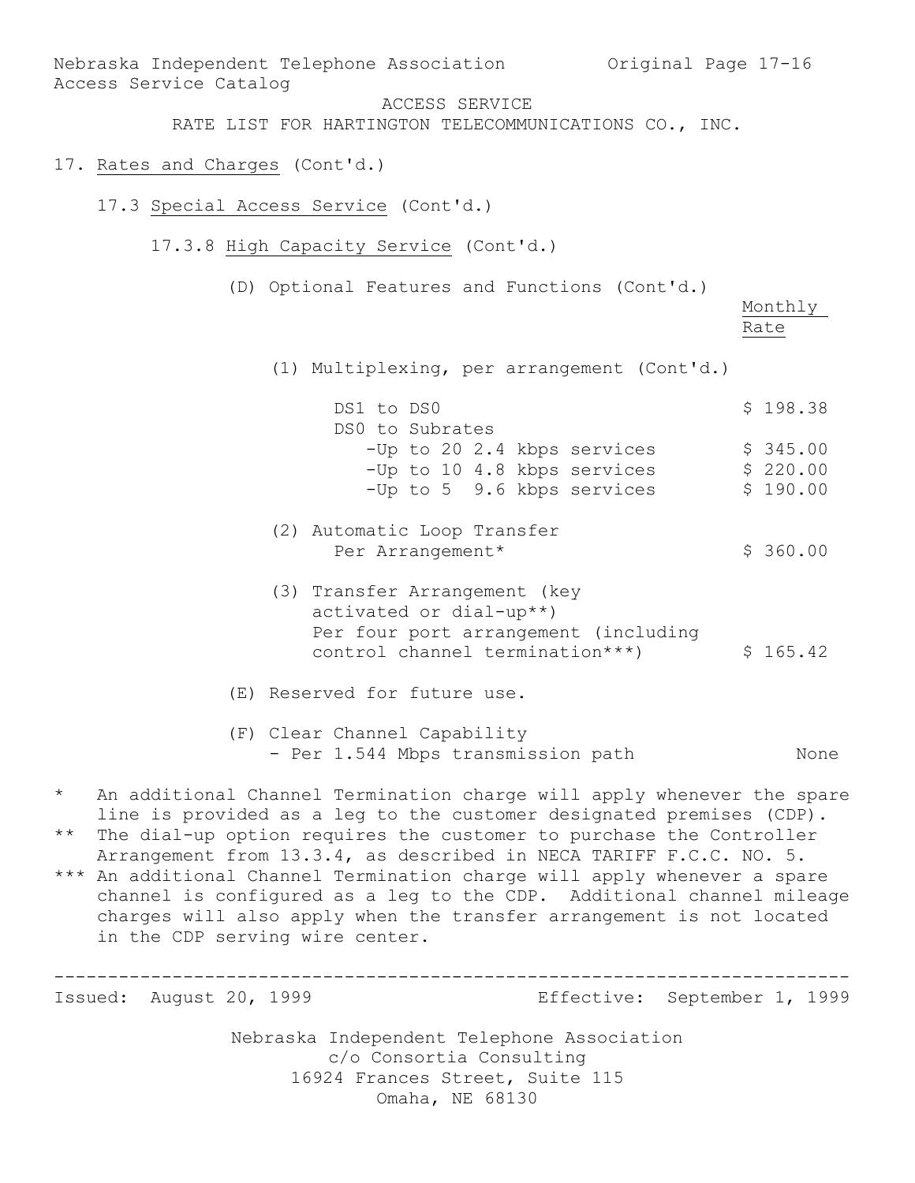ACCESS SERVICE

RATE LIST FOR HARTINGTON TELECOMMUNICATIONS CO., INC.

## 17. Rates and Charges (Cont'd.)

### 17.3 Special Access Service (Cont'd.)

#### 17.3.8 High Capacity Service (Cont'd.)

(D) Optional Features and Functions (Cont'd.)

| | Monthly Rate |
|---|---|
| (1) Multiplexing, per arrangement (Cont'd.) | |
| DS1 to DS0 | $ 198.38 |
| DS0 to Subrates | |
| -Up to 20 2.4 kbps services | $ 345.00 |
| -Up to 10 4.8 kbps services | $ 220.00 |
| -Up to 5 9.6 kbps services | $ 190.00 |
| (2) Automatic Loop Transfer Per Arrangement* | $ 360.00 |
| (3) Transfer Arrangement (key activated or dial-up**) Per four port arrangement (including control channel termination***) | $ 165.42 |

(E) Reserved for future use.

(F) Clear Channel Capability

| | |
|---|---|
| - Per 1.544 Mbps transmission path | None |

\* An additional Channel Termination charge will apply whenever the spare line is provided as a leg to the customer designated premises (CDP).

** The dial-up option requires the customer to purchase the Controller Arrangement from 13.3.4, as described in NECA TARIFF F.C.C. NO. 5.

*** An additional Channel Termination charge will apply whenever a spare channel is configured as a leg to the CDP. Additional channel mileage charges will also apply when the transfer arrangement is not located in the CDP serving wire center.

Issued: August 20, 1999 Effective: September 1, 1999

Nebraska Independent Telephone Association
c/o Consortia Consulting
16924 Frances Street, Suite 115
Omaha, NE 68130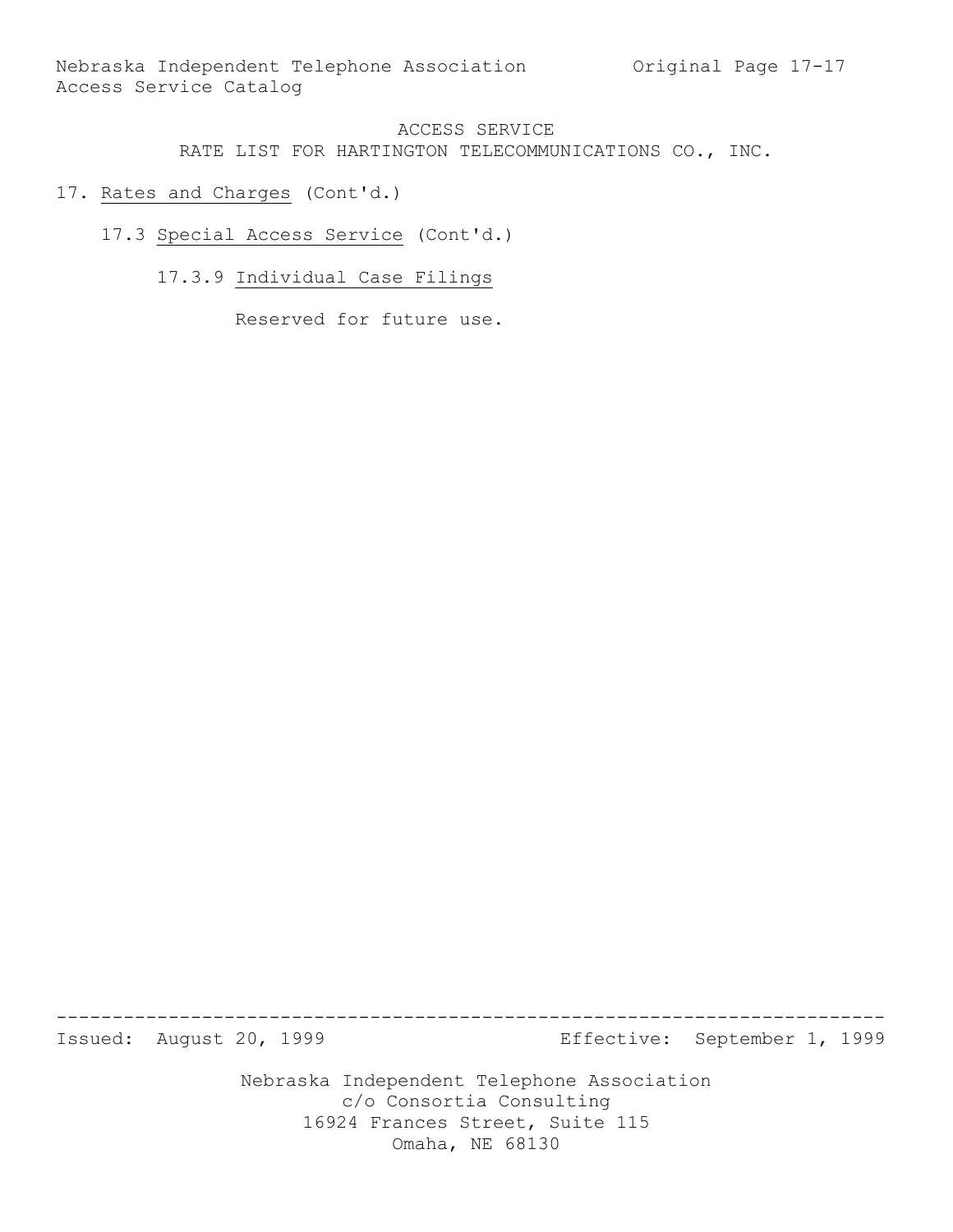ACCESS SERVICE
RATE LIST FOR HARTINGTON TELECOMMUNICATIONS CO., INC.

17. Rates and Charges (Cont'd.)

17.3 Special Access Service (Cont'd.)

17.3.9 Individual Case Filings

Reserved for future use.

Issued: August 20, 1999 Effective: September 1, 1999

Nebraska Independent Telephone Association
c/o Consortia Consulting
16924 Frances Street, Suite 115
Omaha, NE 68130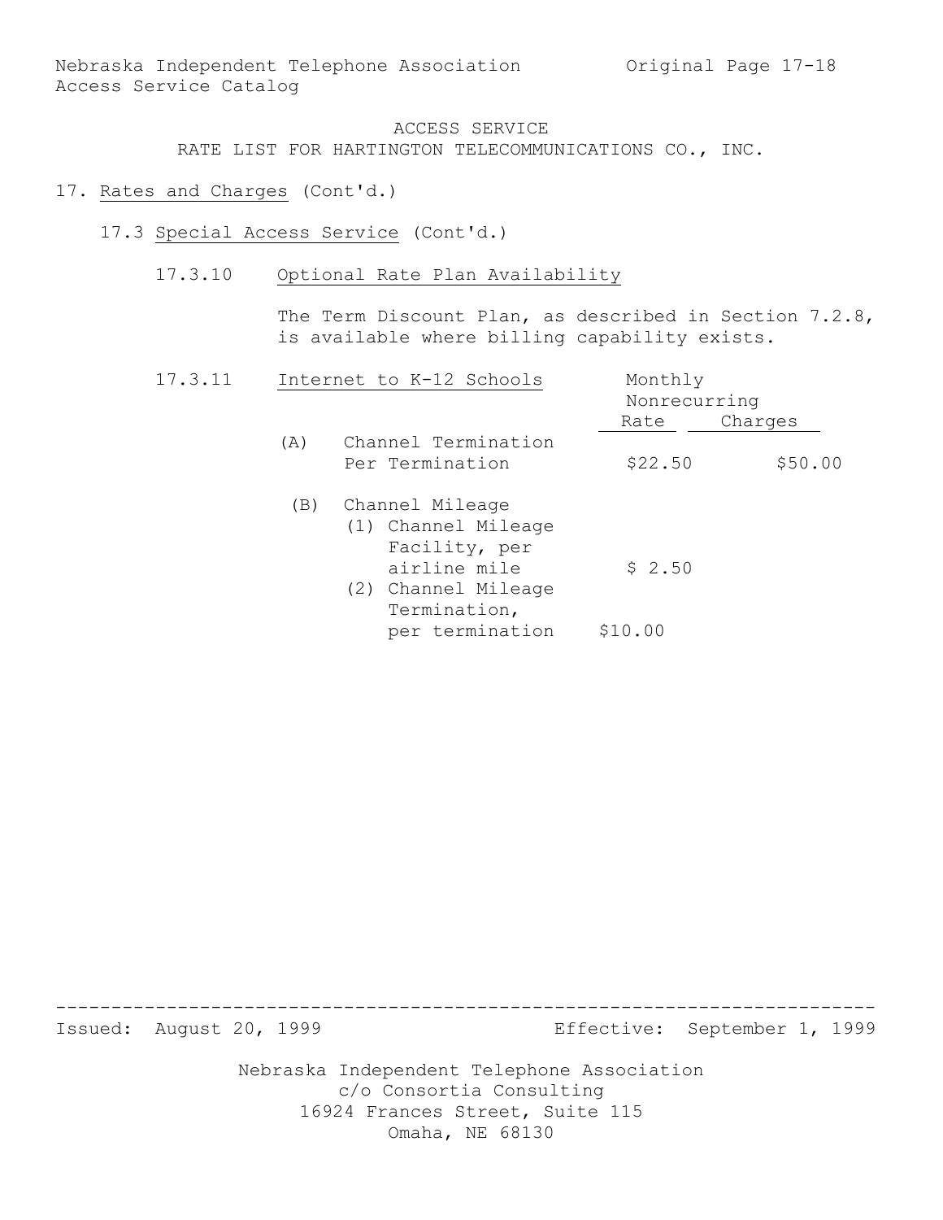ACCESS SERVICE
RATE LIST FOR HARTINGTON TELECOMMUNICATIONS CO., INC.

17. Rates and Charges (Cont'd.)

17.3 Special Access Service (Cont'd.)

17.3.10 Optional Rate Plan Availability

The Term Discount Plan, as described in Section 7.2.8, is available where billing capability exists.

17.3.11 Internet to K-12 Schools

| | Monthly Rate | Nonrecurring Charges |
|---|---|---|
| (A) Channel Termination Per Termination | $22.50 | $50.00 |
| (B) Channel Mileage | | |
| (1) Channel Mileage Facility, per airline mile | $ 2.50 | |
| (2) Channel Mileage Termination, per termination | $10.00 | |

Issued: August 20, 1999 Effective: September 1, 1999

Nebraska Independent Telephone Association
c/o Consortia Consulting
16924 Frances Street, Suite 115
Omaha, NE 68130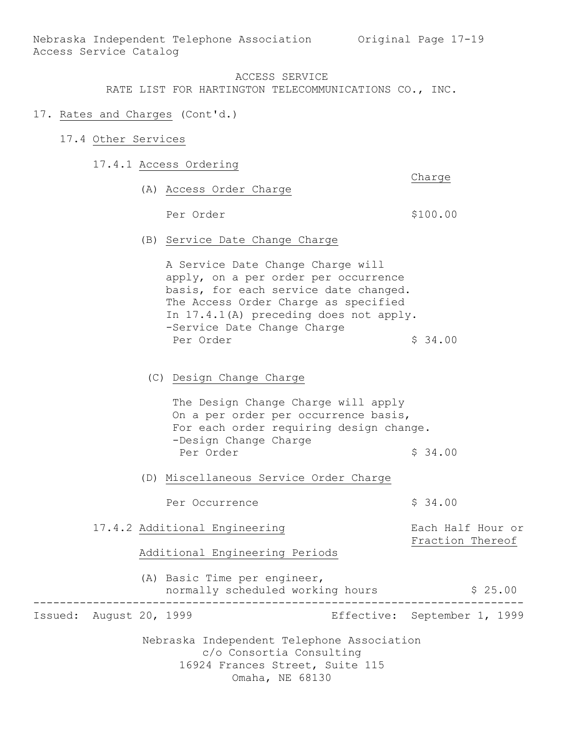ACCESS SERVICE
RATE LIST FOR HARTINGTON TELECOMMUNICATIONS CO., INC.

## 17. Rates and Charges (Cont'd.)

### 17.4 Other Services

#### 17.4.1 Access Ordering

| | Charge |
|---|---|
| **(A) Access Order Charge** | |
| Per Order | $100.00 |

**(B) Service Date Change Charge**

A Service Date Change Charge will apply, on a per order per occurrence basis, for each service date changed. The Access Order Charge as specified In 17.4.1(A) preceding does not apply.

| | Charge |
|---|---|
| -Service Date Change Charge Per Order | $ 34.00 |

**(C) Design Change Charge**

The Design Change Charge will apply On a per order per occurrence basis, For each order requiring design change.

| | Charge |
|---|---|
| -Design Change Charge Per Order | $ 34.00 |

**(D) Miscellaneous Service Order Charge**

| | Charge |
|---|---|
| Per Occurrence | $ 34.00 |

#### 17.4.2 Additional Engineering

Additional Engineering Periods

| | Each Half Hour or Fraction Thereof |
|---|---|
| (A) Basic Time per engineer, normally scheduled working hours | $ 25.00 |

Issued: August 20, 1999 Effective: September 1, 1999

Nebraska Independent Telephone Association
c/o Consortia Consulting
16924 Frances Street, Suite 115
Omaha, NE 68130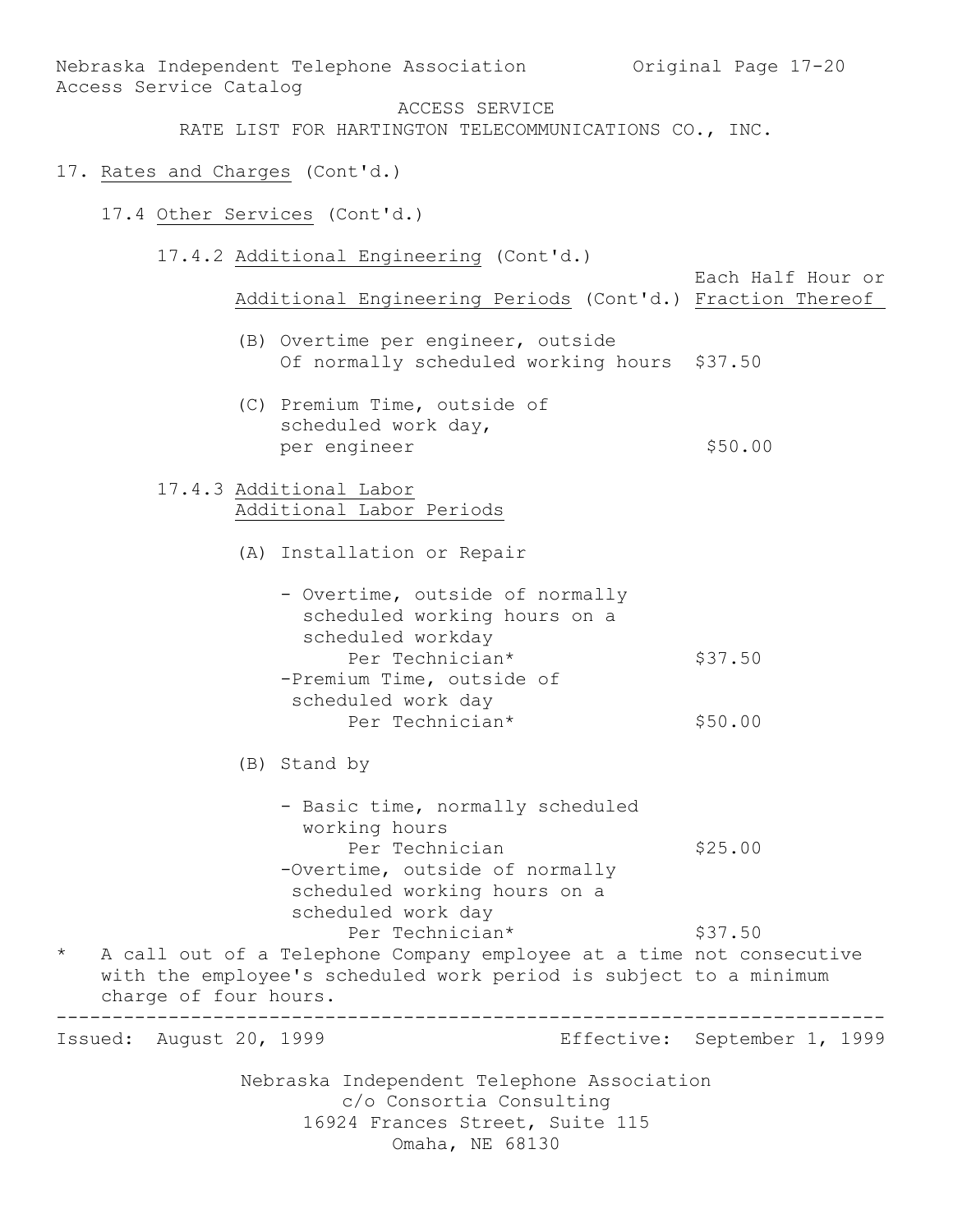ACCESS SERVICE
RATE LIST FOR HARTINGTON TELECOMMUNICATIONS CO., INC.

17. Rates and Charges (Cont'd.)

17.4 Other Services (Cont'd.)

17.4.2 Additional Engineering (Cont'd.)

| Additional Engineering Periods (Cont'd.) | Each Half Hour or Fraction Thereof |
|---|---|
| (B) Overtime per engineer, outside Of normally scheduled working hours | $37.50 |
| (C) Premium Time, outside of scheduled work day, per engineer | $50.00 |

17.4.3 Additional Labor

Additional Labor Periods

(A) Installation or Repair

| | |
|---|---|
| - Overtime, outside of normally scheduled working hours on a scheduled workday Per Technician* | $37.50 |
| -Premium Time, outside of scheduled work day Per Technician* | $50.00 |

(B) Stand by

| | |
|---|---|
| - Basic time, normally scheduled working hours Per Technician | $25.00 |
| -Overtime, outside of normally scheduled working hours on a scheduled work day Per Technician* | $37.50 |

\* A call out of a Telephone Company employee at a time not consecutive with the employee's scheduled work period is subject to a minimum charge of four hours.

Issued: August 20, 1999 Effective: September 1, 1999

Nebraska Independent Telephone Association
c/o Consortia Consulting
16924 Frances Street, Suite 115
Omaha, NE 68130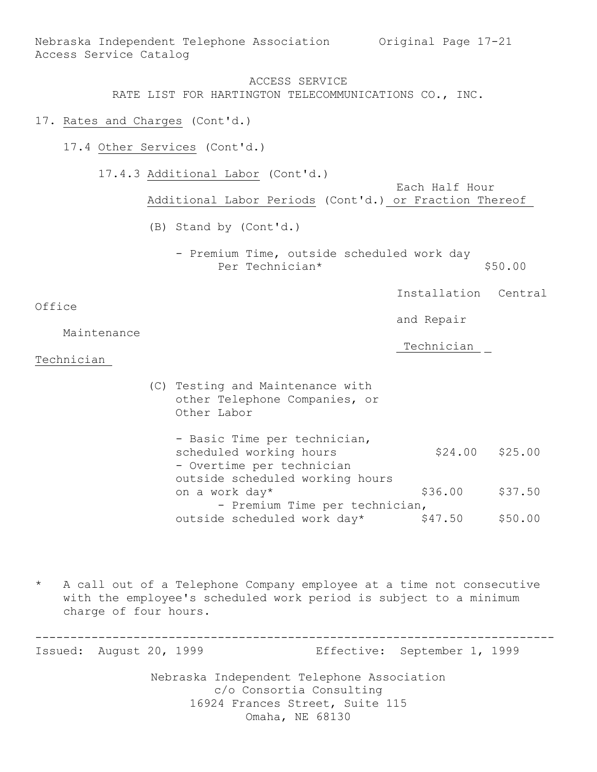ACCESS SERVICE

RATE LIST FOR HARTINGTON TELECOMMUNICATIONS CO., INC.

17. Rates and Charges (Cont'd.)

17.4 Other Services (Cont'd.)

17.4.3 Additional Labor (Cont'd.)

| Additional Labor Periods (Cont'd.) | Each Half Hour or Fraction Thereof |
|---|---|
| (B) Stand by (Cont'd.) | |
| - Premium Time, outside scheduled work day Per Technician* | $50.00 |

| | Installation and Repair Technician | Central Office Maintenance Technician |
|---|---|---|
| (C) Testing and Maintenance with other Telephone Companies, or Other Labor | | |
| - Basic Time per technician, scheduled working hours | $24.00 | $25.00 |
| - Overtime per technician outside scheduled working hours on a work day* | $36.00 | $37.50 |
| - Premium Time per technician, outside scheduled work day* | $47.50 | $50.00 |

\* A call out of a Telephone Company employee at a time not consecutive with the employee's scheduled work period is subject to a minimum charge of four hours.

Issued: August 20, 1999 Effective: September 1, 1999

Nebraska Independent Telephone Association
c/o Consortia Consulting
16924 Frances Street, Suite 115
Omaha, NE 68130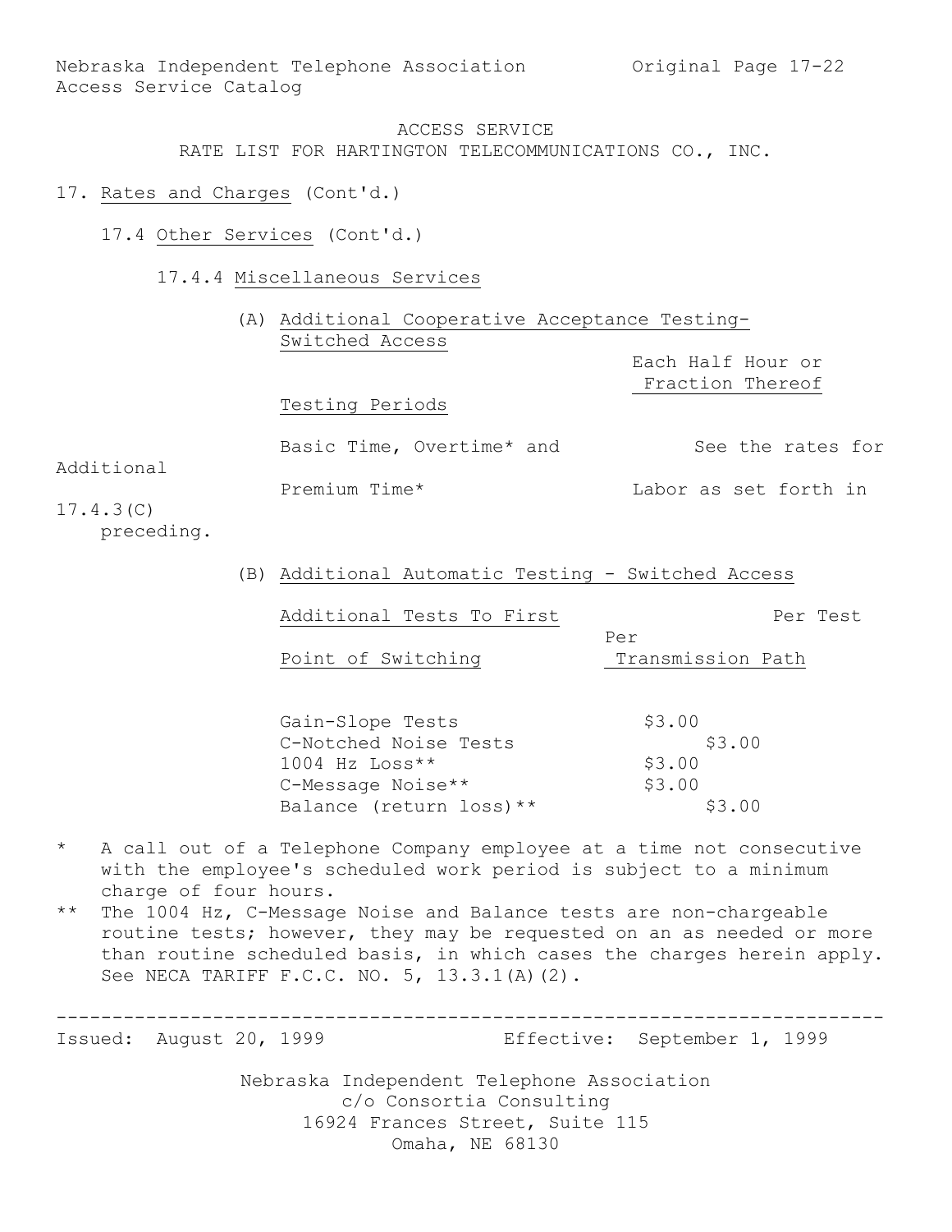ACCESS SERVICE
RATE LIST FOR HARTINGTON TELECOMMUNICATIONS CO., INC.

17. Rates and Charges (Cont'd.)

17.4 Other Services (Cont'd.)

17.4.4 Miscellaneous Services

(A) Additional Cooperative Acceptance Testing- Switched Access

| Testing Periods | Each Half Hour or Fraction Thereof |
|---|---|
| Basic Time, Overtime* and Premium Time* | See the rates for Additional Labor as set forth in 17.4.3(C) preceding. |

(B) Additional Automatic Testing - Switched Access

| Additional Tests To First Point of Switching | Per Test Per Transmission Path |
|---|---|
| Gain-Slope Tests | $3.00 |
| C-Notched Noise Tests | $3.00 |
| 1004 Hz Loss** | $3.00 |
| C-Message Noise** | $3.00 |
| Balance (return loss)** | $3.00 |

\* A call out of a Telephone Company employee at a time not consecutive with the employee's scheduled work period is subject to a minimum charge of four hours.

\** The 1004 Hz, C-Message Noise and Balance tests are non-chargeable routine tests; however, they may be requested on an as needed or more than routine scheduled basis, in which cases the charges herein apply. See NECA TARIFF F.C.C. NO. 5, 13.3.1(A)(2).

Issued: August 20, 1999 Effective: September 1, 1999

Nebraska Independent Telephone Association
c/o Consortia Consulting
16924 Frances Street, Suite 115
Omaha, NE 68130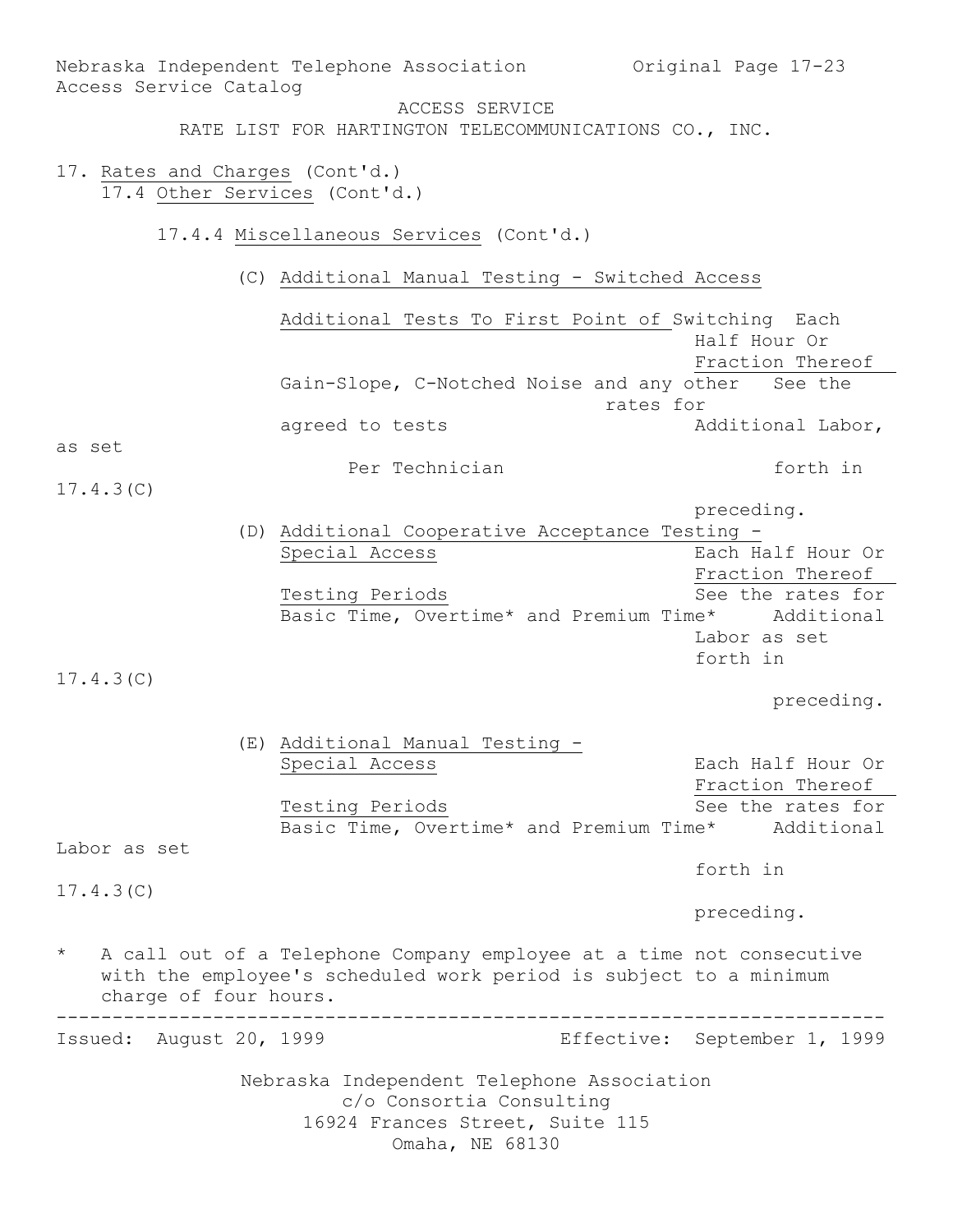ACCESS SERVICE

RATE LIST FOR HARTINGTON TELECOMMUNICATIONS CO., INC.

17. Rates and Charges (Cont'd.)

17.4 Other Services (Cont'd.)

17.4.4 Miscellaneous Services (Cont'd.)

(C) Additional Manual Testing - Switched Access

| Additional Tests To First Point of Switching | Each Half Hour Or Fraction Thereof |
|---|---|
| Gain-Slope, C-Notched Noise and any other agreed to tests Per Technician | See the rates for Additional Labor, as set forth in 17.4.3(C) preceding. |

(D) Additional Cooperative Acceptance Testing - Special Access

| Testing Periods | Each Half Hour Or Fraction Thereof |
|---|---|
| Basic Time, Overtime* and Premium Time* | See the rates for Additional Labor as set forth in 17.4.3(C) preceding. |

(E) Additional Manual Testing - Special Access

| Testing Periods | Each Half Hour Or Fraction Thereof |
|---|---|
| Basic Time, Overtime* and Premium Time* | See the rates for Additional Labor as set forth in 17.4.3(C) preceding. |

\* A call out of a Telephone Company employee at a time not consecutive with the employee's scheduled work period is subject to a minimum charge of four hours.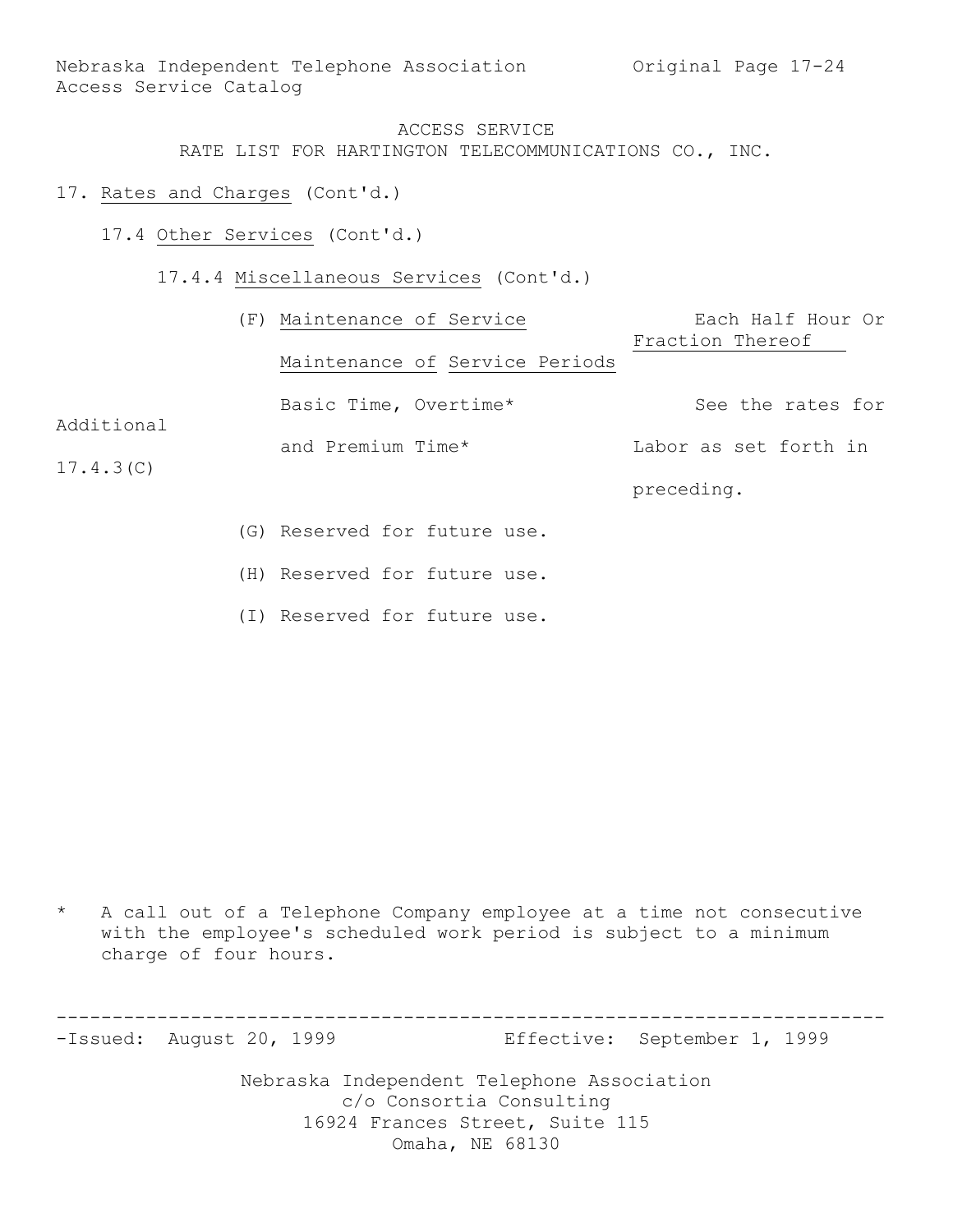ACCESS SERVICE
RATE LIST FOR HARTINGTON TELECOMMUNICATIONS CO., INC.

17. Rates and Charges (Cont'd.)

17.4 Other Services (Cont'd.)

17.4.4 Miscellaneous Services (Cont'd.)

(F) Maintenance of Service

| Maintenance of Service Periods | Each Half Hour Or Fraction Thereof |
|---|---|
| Basic Time, Overtime* and Premium Time* | See the rates for Additional Labor as set forth in 17.4.3(C) preceding. |

(G) Reserved for future use.

(H) Reserved for future use.

(I) Reserved for future use.

\* A call out of a Telephone Company employee at a time not consecutive with the employee's scheduled work period is subject to a minimum charge of four hours.

Issued: August 20, 1999 Effective: September 1, 1999

Nebraska Independent Telephone Association
c/o Consortia Consulting
16924 Frances Street, Suite 115
Omaha, NE 68130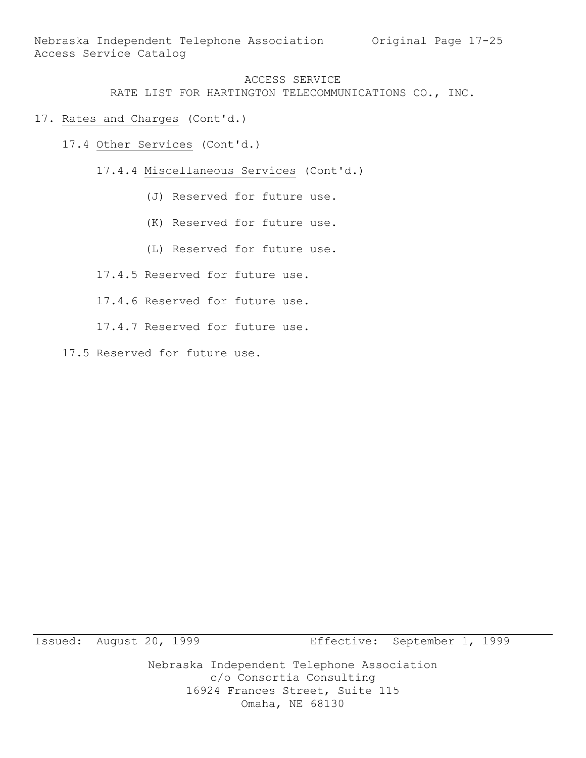ACCESS SERVICE
RATE LIST FOR HARTINGTON TELECOMMUNICATIONS CO., INC.

17. Rates and Charges (Cont'd.)

17.4 Other Services (Cont'd.)

17.4.4 Miscellaneous Services (Cont'd.)

(J) Reserved for future use.

(K) Reserved for future use.

(L) Reserved for future use.

17.4.5 Reserved for future use.

17.4.6 Reserved for future use.

17.4.7 Reserved for future use.

17.5 Reserved for future use.

Issued: August 20, 1999 Effective: September 1, 1999

Nebraska Independent Telephone Association
c/o Consortia Consulting
16924 Frances Street, Suite 115
Omaha, NE 68130